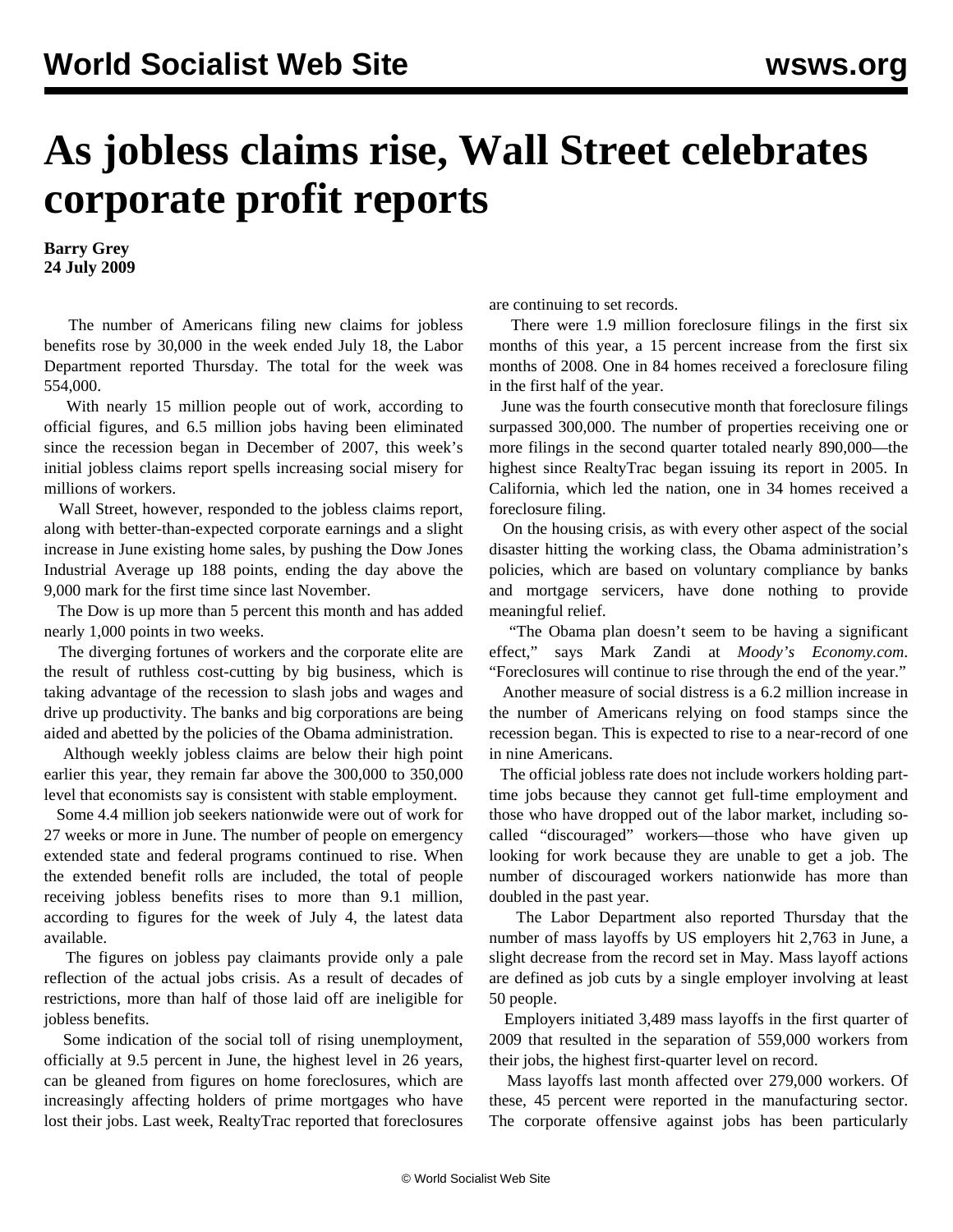# As jobless claims rise, Wall Street celebrates corporate profit reports

**Barry Grey**
**24 July 2009**

The number of Americans filing new claims for jobless benefits rose by 30,000 in the week ended July 18, the Labor Department reported Thursday. The total for the week was 554,000.

With nearly 15 million people out of work, according to official figures, and 6.5 million jobs having been eliminated since the recession began in December of 2007, this week's initial jobless claims report spells increasing social misery for millions of workers.

Wall Street, however, responded to the jobless claims report, along with better-than-expected corporate earnings and a slight increase in June existing home sales, by pushing the Dow Jones Industrial Average up 188 points, ending the day above the 9,000 mark for the first time since last November.

The Dow is up more than 5 percent this month and has added nearly 1,000 points in two weeks.

The diverging fortunes of workers and the corporate elite are the result of ruthless cost-cutting by big business, which is taking advantage of the recession to slash jobs and wages and drive up productivity. The banks and big corporations are being aided and abetted by the policies of the Obama administration.

Although weekly jobless claims are below their high point earlier this year, they remain far above the 300,000 to 350,000 level that economists say is consistent with stable employment.

Some 4.4 million job seekers nationwide were out of work for 27 weeks or more in June. The number of people on emergency extended state and federal programs continued to rise. When the extended benefit rolls are included, the total of people receiving jobless benefits rises to more than 9.1 million, according to figures for the week of July 4, the latest data available.

The figures on jobless pay claimants provide only a pale reflection of the actual jobs crisis. As a result of decades of restrictions, more than half of those laid off are ineligible for jobless benefits.

Some indication of the social toll of rising unemployment, officially at 9.5 percent in June, the highest level in 26 years, can be gleaned from figures on home foreclosures, which are increasingly affecting holders of prime mortgages who have lost their jobs. Last week, RealtyTrac reported that foreclosures are continuing to set records.

There were 1.9 million foreclosure filings in the first six months of this year, a 15 percent increase from the first six months of 2008. One in 84 homes received a foreclosure filing in the first half of the year.

June was the fourth consecutive month that foreclosure filings surpassed 300,000. The number of properties receiving one or more filings in the second quarter totaled nearly 890,000—the highest since RealtyTrac began issuing its report in 2005. In California, which led the nation, one in 34 homes received a foreclosure filing.

On the housing crisis, as with every other aspect of the social disaster hitting the working class, the Obama administration's policies, which are based on voluntary compliance by banks and mortgage servicers, have done nothing to provide meaningful relief.

"The Obama plan doesn't seem to be having a significant effect," says Mark Zandi at *Moody's Economy.com*. "Foreclosures will continue to rise through the end of the year."

Another measure of social distress is a 6.2 million increase in the number of Americans relying on food stamps since the recession began. This is expected to rise to a near-record of one in nine Americans.

The official jobless rate does not include workers holding part-time jobs because they cannot get full-time employment and those who have dropped out of the labor market, including so-called "discouraged" workers—those who have given up looking for work because they are unable to get a job. The number of discouraged workers nationwide has more than doubled in the past year.

The Labor Department also reported Thursday that the number of mass layoffs by US employers hit 2,763 in June, a slight decrease from the record set in May. Mass layoff actions are defined as job cuts by a single employer involving at least 50 people.

Employers initiated 3,489 mass layoffs in the first quarter of 2009 that resulted in the separation of 559,000 workers from their jobs, the highest first-quarter level on record.

Mass layoffs last month affected over 279,000 workers. Of these, 45 percent were reported in the manufacturing sector. The corporate offensive against jobs has been particularly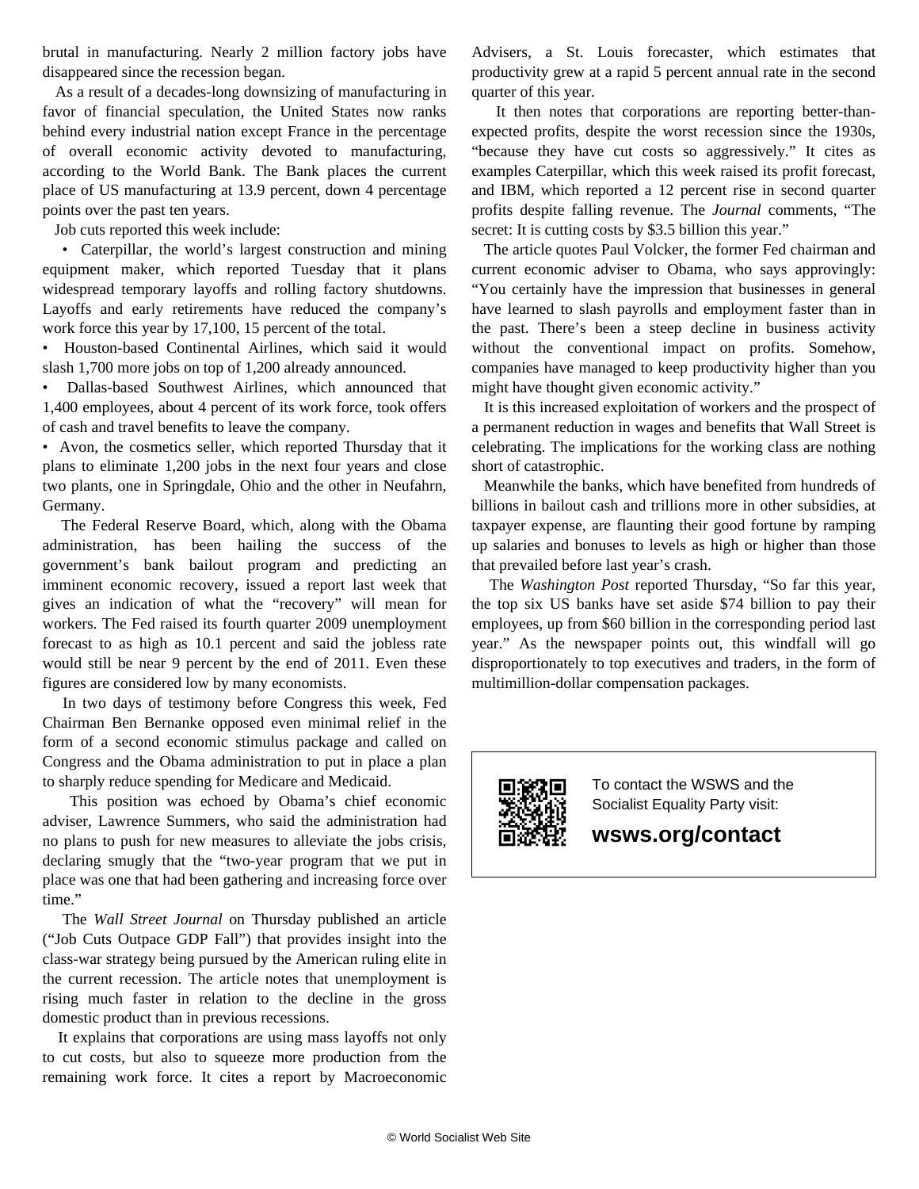brutal in manufacturing. Nearly 2 million factory jobs have disappeared since the recession began.

As a result of a decades-long downsizing of manufacturing in favor of financial speculation, the United States now ranks behind every industrial nation except France in the percentage of overall economic activity devoted to manufacturing, according to the World Bank. The Bank places the current place of US manufacturing at 13.9 percent, down 4 percentage points over the past ten years.

Job cuts reported this week include:

• Caterpillar, the world's largest construction and mining equipment maker, which reported Tuesday that it plans widespread temporary layoffs and rolling factory shutdowns. Layoffs and early retirements have reduced the company's work force this year by 17,100, 15 percent of the total.

• Houston-based Continental Airlines, which said it would slash 1,700 more jobs on top of 1,200 already announced.

• Dallas-based Southwest Airlines, which announced that 1,400 employees, about 4 percent of its work force, took offers of cash and travel benefits to leave the company.

• Avon, the cosmetics seller, which reported Thursday that it plans to eliminate 1,200 jobs in the next four years and close two plants, one in Springdale, Ohio and the other in Neufahrn, Germany.

The Federal Reserve Board, which, along with the Obama administration, has been hailing the success of the government's bank bailout program and predicting an imminent economic recovery, issued a report last week that gives an indication of what the "recovery" will mean for workers. The Fed raised its fourth quarter 2009 unemployment forecast to as high as 10.1 percent and said the jobless rate would still be near 9 percent by the end of 2011. Even these figures are considered low by many economists.

In two days of testimony before Congress this week, Fed Chairman Ben Bernanke opposed even minimal relief in the form of a second economic stimulus package and called on Congress and the Obama administration to put in place a plan to sharply reduce spending for Medicare and Medicaid.

This position was echoed by Obama's chief economic adviser, Lawrence Summers, who said the administration had no plans to push for new measures to alleviate the jobs crisis, declaring smugly that the "two-year program that we put in place was one that had been gathering and increasing force over time."

The *Wall Street Journal* on Thursday published an article ("Job Cuts Outpace GDP Fall") that provides insight into the class-war strategy being pursued by the American ruling elite in the current recession. The article notes that unemployment is rising much faster in relation to the decline in the gross domestic product than in previous recessions.

It explains that corporations are using mass layoffs not only to cut costs, but also to squeeze more production from the remaining work force. It cites a report by Macroeconomic Advisers, a St. Louis forecaster, which estimates that productivity grew at a rapid 5 percent annual rate in the second quarter of this year.

It then notes that corporations are reporting better-than-expected profits, despite the worst recession since the 1930s, "because they have cut costs so aggressively." It cites as examples Caterpillar, which this week raised its profit forecast, and IBM, which reported a 12 percent rise in second quarter profits despite falling revenue. The *Journal* comments, "The secret: It is cutting costs by $3.5 billion this year."

The article quotes Paul Volcker, the former Fed chairman and current economic adviser to Obama, who says approvingly: "You certainly have the impression that businesses in general have learned to slash payrolls and employment faster than in the past. There's been a steep decline in business activity without the conventional impact on profits. Somehow, companies have managed to keep productivity higher than you might have thought given economic activity."

It is this increased exploitation of workers and the prospect of a permanent reduction in wages and benefits that Wall Street is celebrating. The implications for the working class are nothing short of catastrophic.

Meanwhile the banks, which have benefited from hundreds of billions in bailout cash and trillions more in other subsidies, at taxpayer expense, are flaunting their good fortune by ramping up salaries and bonuses to levels as high or higher than those that prevailed before last year's crash.

The *Washington Post* reported Thursday, "So far this year, the top six US banks have set aside $74 billion to pay their employees, up from $60 billion in the corresponding period last year." As the newspaper points out, this windfall will go disproportionately to top executives and traders, in the form of multimillion-dollar compensation packages.

To contact the WSWS and the Socialist Equality Party visit:

**wsws.org/contact**